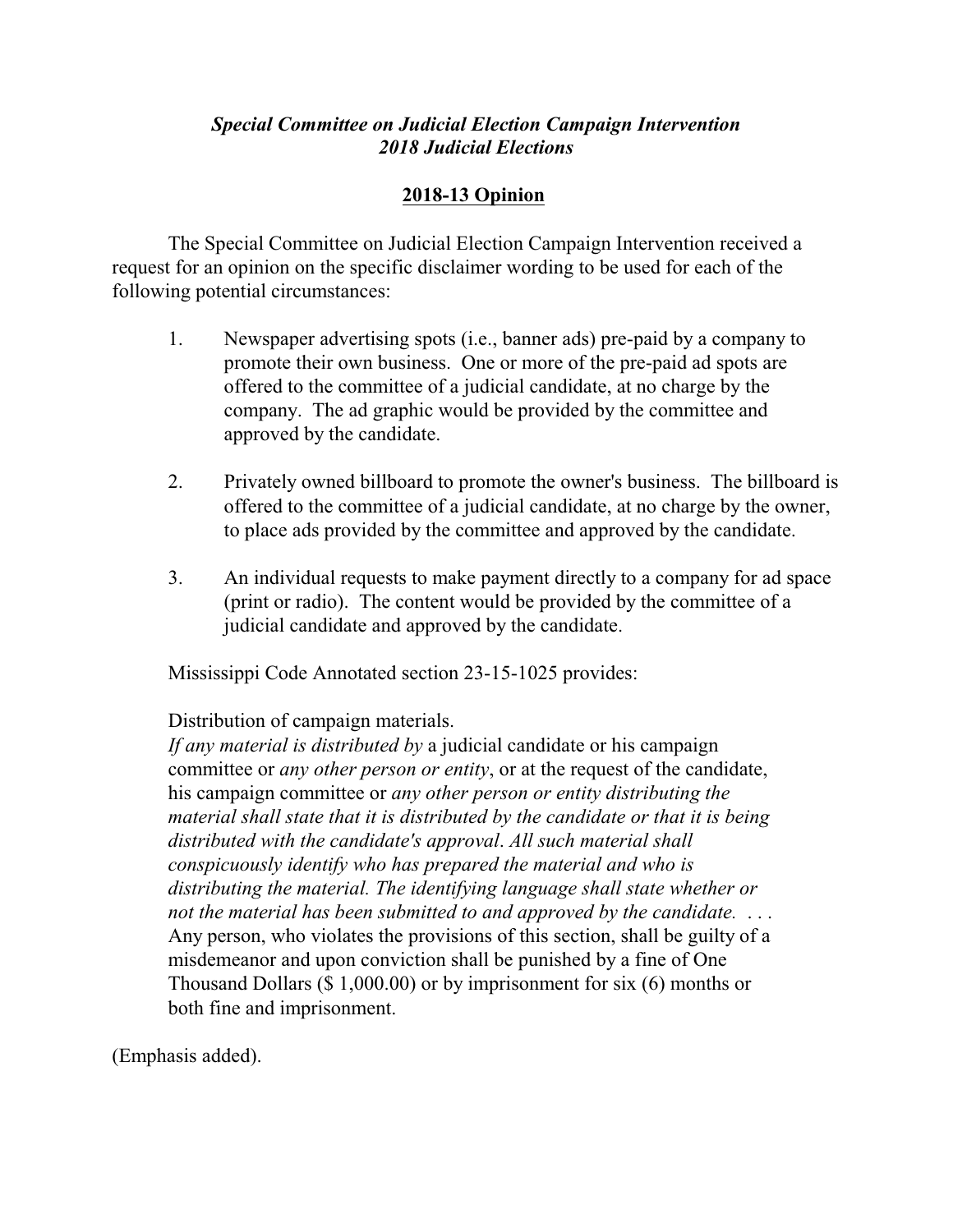***Special Committee on Judicial Election Campaign Intervention***
***2018 Judicial Elections***

**2018-13 Opinion**

The Special Committee on Judicial Election Campaign Intervention received a request for an opinion on the specific disclaimer wording to be used for each of the following potential circumstances:

1. Newspaper advertising spots (i.e., banner ads) pre-paid by a company to promote their own business. One or more of the pre-paid ad spots are offered to the committee of a judicial candidate, at no charge by the company. The ad graphic would be provided by the committee and approved by the candidate.

2. Privately owned billboard to promote the owner's business. The billboard is offered to the committee of a judicial candidate, at no charge by the owner, to place ads provided by the committee and approved by the candidate.

3. An individual requests to make payment directly to a company for ad space (print or radio). The content would be provided by the committee of a judicial candidate and approved by the candidate.

Mississippi Code Annotated section 23-15-1025 provides:

> Distribution of campaign materials.
> *If any material is distributed by* a judicial candidate or his campaign committee or *any other person or entity*, or at the request of the candidate, his campaign committee or *any other person or entity distributing the material shall state that it is distributed by the candidate or that it is being distributed with the candidate's approval*. *All such material shall conspicuously identify who has prepared the material and who is distributing the material. The identifying language shall state whether or not the material has been submitted to and approved by the candidate.* . . . Any person, who violates the provisions of this section, shall be guilty of a misdemeanor and upon conviction shall be punished by a fine of One Thousand Dollars ($ 1,000.00) or by imprisonment for six (6) months or both fine and imprisonment.

(Emphasis added).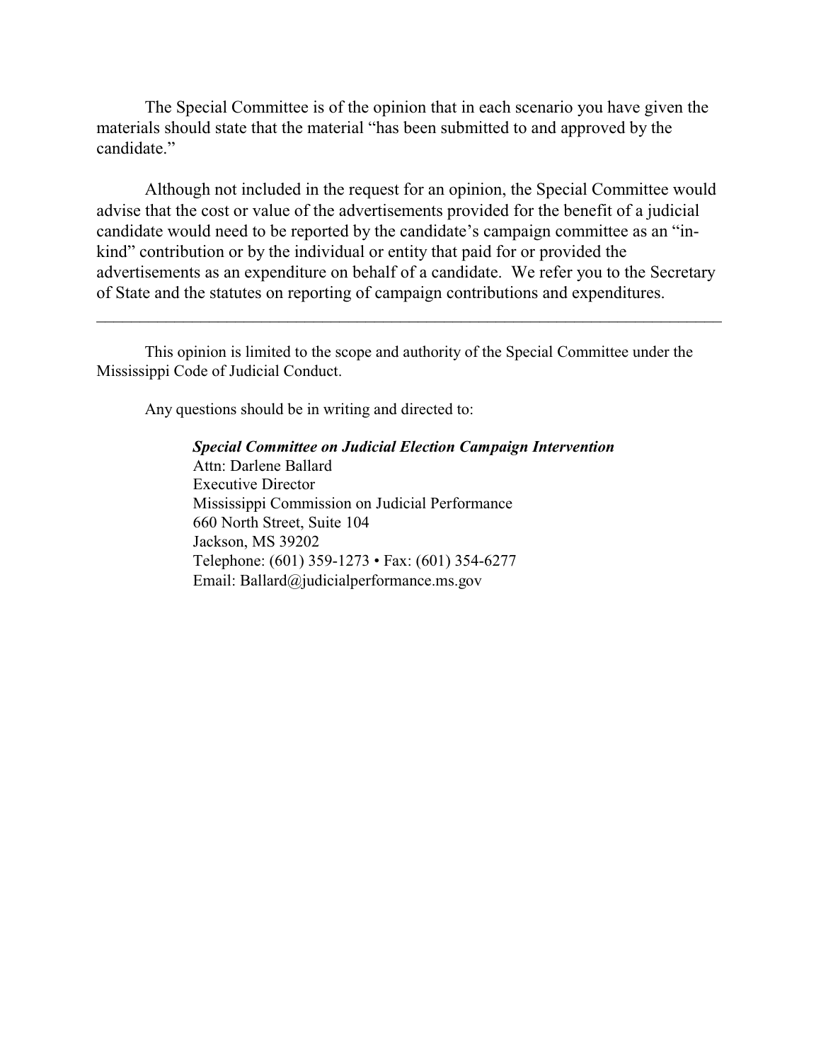The Special Committee is of the opinion that in each scenario you have given the materials should state that the material "has been submitted to and approved by the candidate."

Although not included in the request for an opinion, the Special Committee would advise that the cost or value of the advertisements provided for the benefit of a judicial candidate would need to be reported by the candidate's campaign committee as an "in-kind" contribution or by the individual or entity that paid for or provided the advertisements as an expenditure on behalf of a candidate. We refer you to the Secretary of State and the statutes on reporting of campaign contributions and expenditures.

---

This opinion is limited to the scope and authority of the Special Committee under the Mississippi Code of Judicial Conduct.

Any questions should be in writing and directed to:

> ***Special Committee on Judicial Election Campaign Intervention***
> Attn: Darlene Ballard
> Executive Director
> Mississippi Commission on Judicial Performance
> 660 North Street, Suite 104
> Jackson, MS 39202
> Telephone: (601) 359-1273 • Fax: (601) 354-6277
> Email: Ballard@judicialperformance.ms.gov